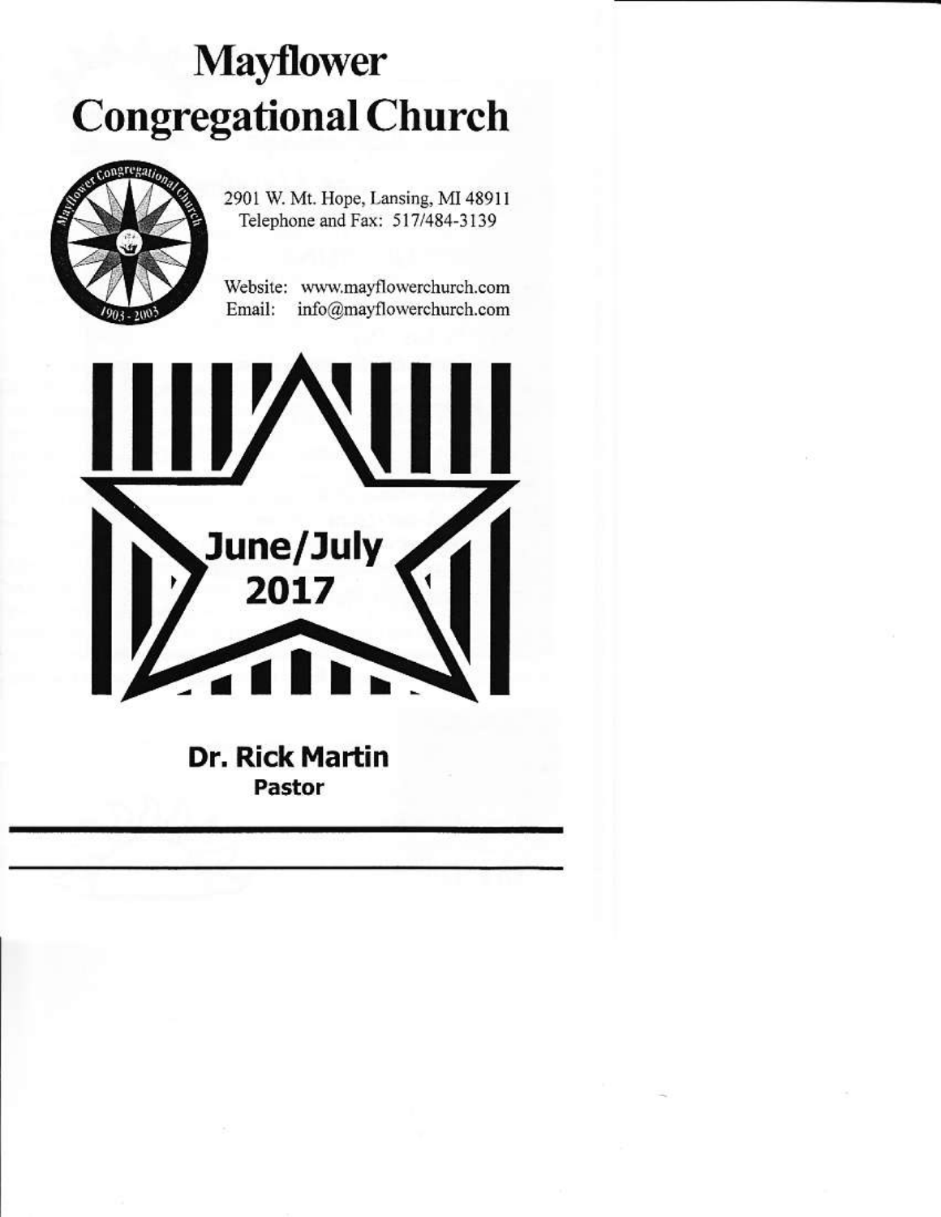# Mayflower Congregational Church

2901 W. Mt. Hope, Lansing, MI 48911
Telephone and Fax: 517/484-3139

Website: www.mayflowerchurch.com
Email: info@mayflowerchurch.com

## June/July 2017

**Dr. Rick Martin**
**Pastor**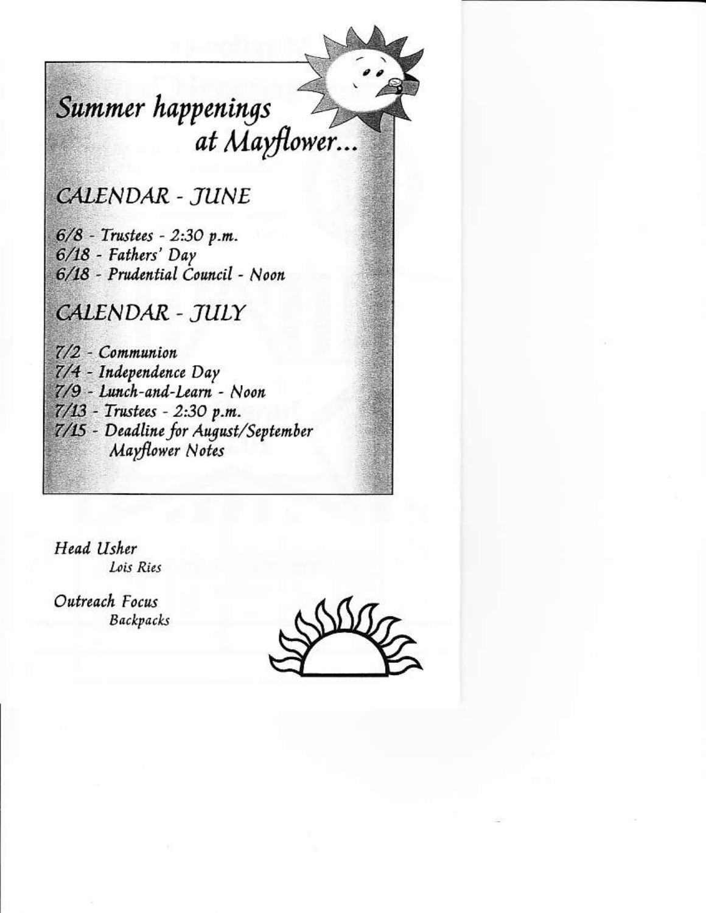# *Summer happenings at Mayflower...*

## *CALENDAR - JUNE*

*6/8 - Trustees - 2:30 p.m.*
*6/18 - Fathers' Day*
*6/18 - Prudential Council - Noon*

## *CALENDAR - JULY*

*7/2 - Communion*
*7/4 - Independence Day*
*7/9 - Lunch-and-Learn - Noon*
*7/13 - Trustees - 2:30 p.m.*
*7/15 - Deadline for August/September Mayflower Notes*

*Head Usher*
*Lois Ries*

*Outreach Focus*
*Backpacks*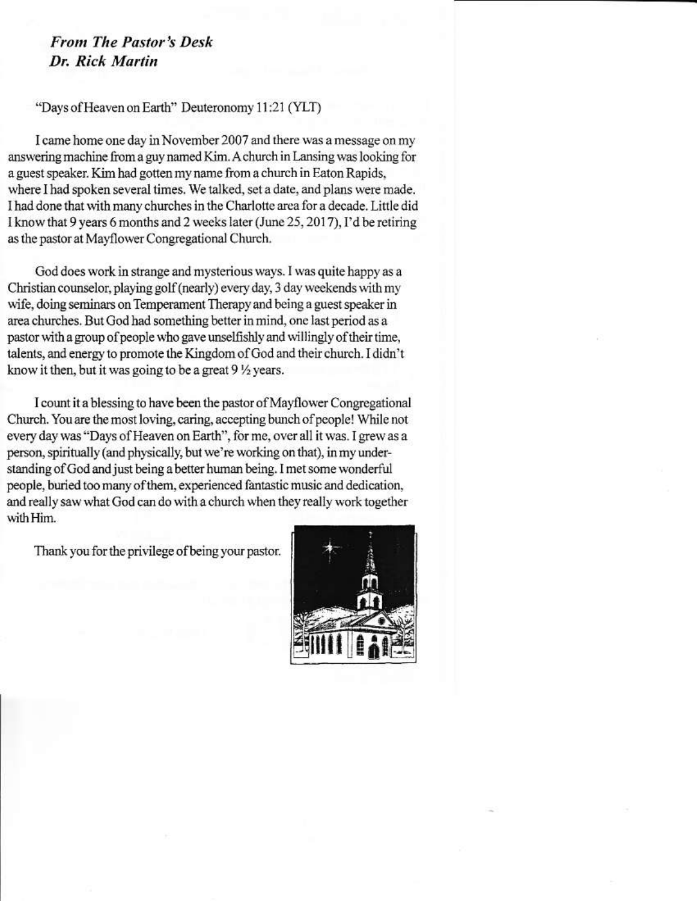### *From The Pastor's Desk*
### *Dr. Rick Martin*

"Days of Heaven on Earth" Deuteronomy 11:21 (YLT)

I came home one day in November 2007 and there was a message on my answering machine from a guy named Kim. A church in Lansing was looking for a guest speaker. Kim had gotten my name from a church in Eaton Rapids, where I had spoken several times. We talked, set a date, and plans were made. I had done that with many churches in the Charlotte area for a decade. Little did I know that 9 years 6 months and 2 weeks later (June 25, 2017), I'd be retiring as the pastor at Mayflower Congregational Church.

God does work in strange and mysterious ways. I was quite happy as a Christian counselor, playing golf (nearly) every day, 3 day weekends with my wife, doing seminars on Temperament Therapy and being a guest speaker in area churches. But God had something better in mind, one last period as a pastor with a group of people who gave unselfishly and willingly of their time, talents, and energy to promote the Kingdom of God and their church. I didn't know it then, but it was going to be a great 9 ½ years.

I count it a blessing to have been the pastor of Mayflower Congregational Church. You are the most loving, caring, accepting bunch of people! While not every day was "Days of Heaven on Earth", for me, over all it was. I grew as a person, spiritually (and physically, but we're working on that), in my understanding of God and just being a better human being. I met some wonderful people, buried too many of them, experienced fantastic music and dedication, and really saw what God can do with a church when they really work together with Him.

Thank you for the privilege of being your pastor.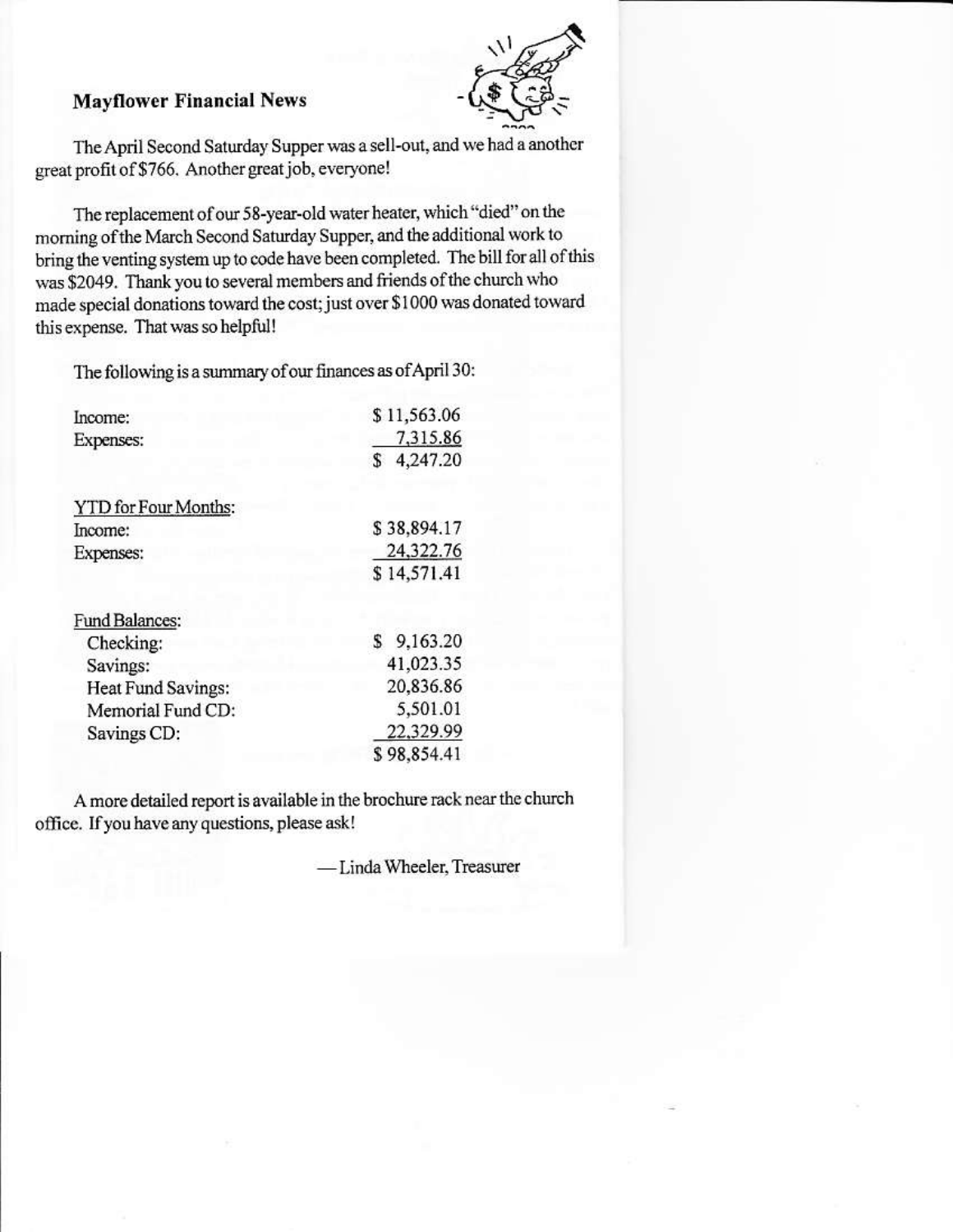## Mayflower Financial News

The April Second Saturday Supper was a sell-out, and we had a another great profit of $766. Another great job, everyone!

The replacement of our 58-year-old water heater, which "died" on the morning of the March Second Saturday Supper, and the additional work to bring the venting system up to code have been completed. The bill for all of this was $2049. Thank you to several members and friends of the church who made special donations toward the cost; just over $1000 was donated toward this expense. That was so helpful!

The following is a summary of our finances as of April 30:

| | |
|---|---|
| Income: | $ 11,563.06 |
| Expenses: | 7,315.86 |
| | $ 4,247.20 |
| | |
| YTD for Four Months: | |
| Income: | $ 38,894.17 |
| Expenses: | 24,322.76 |
| | $ 14,571.41 |
| | |
| Fund Balances: | |
| Checking: | $ 9,163.20 |
| Savings: | 41,023.35 |
| Heat Fund Savings: | 20,836.86 |
| Memorial Fund CD: | 5,501.01 |
| Savings CD: | 22,329.99 |
| | $ 98,854.41 |

A more detailed report is available in the brochure rack near the church office. If you have any questions, please ask!

—Linda Wheeler, Treasurer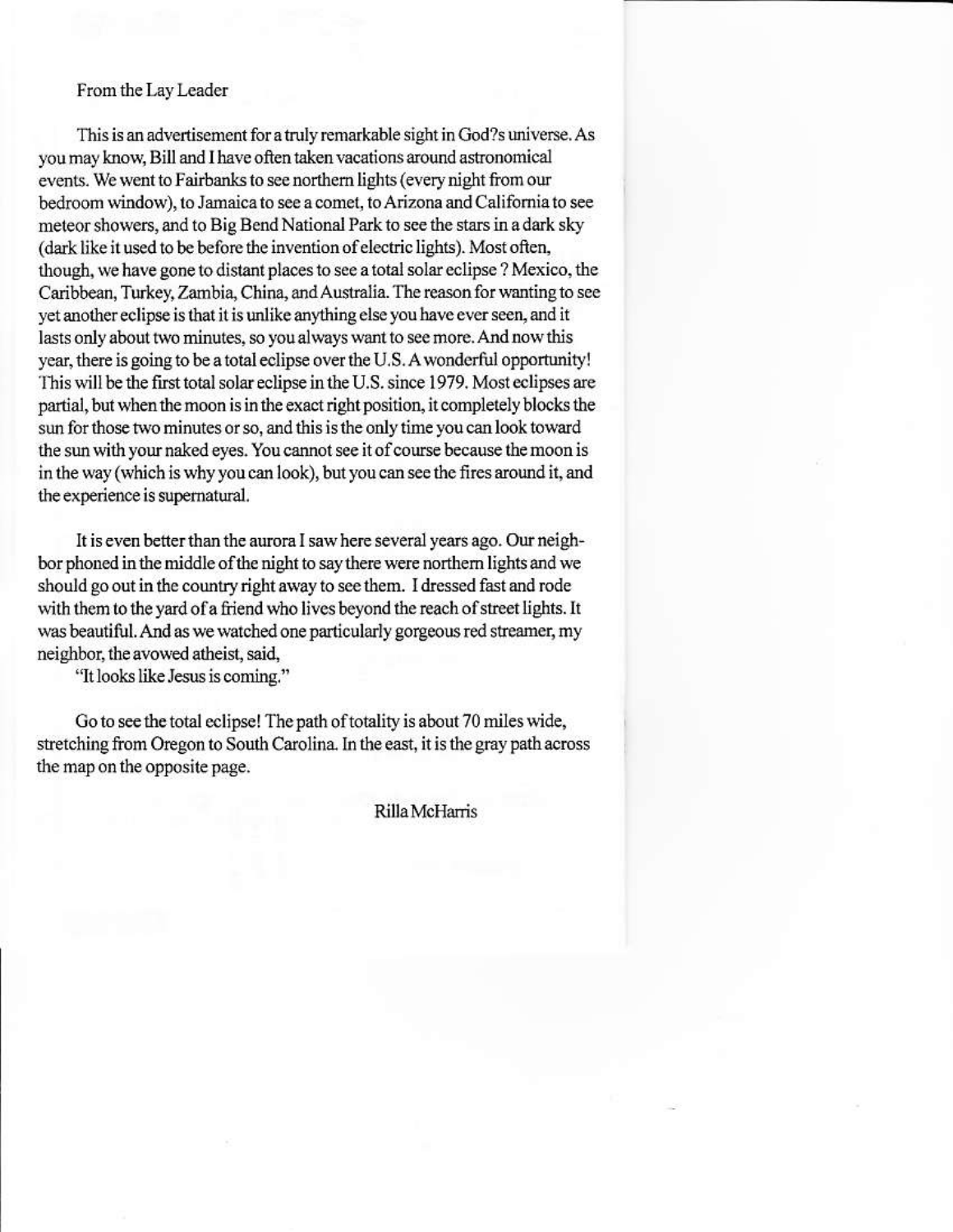From the Lay Leader

This is an advertisement for a truly remarkable sight in God?s universe. As you may know, Bill and I have often taken vacations around astronomical events. We went to Fairbanks to see northern lights (every night from our bedroom window), to Jamaica to see a comet, to Arizona and California to see meteor showers, and to Big Bend National Park to see the stars in a dark sky (dark like it used to be before the invention of electric lights). Most often, though, we have gone to distant places to see a total solar eclipse ? Mexico, the Caribbean, Turkey, Zambia, China, and Australia. The reason for wanting to see yet another eclipse is that it is unlike anything else you have ever seen, and it lasts only about two minutes, so you always want to see more. And now this year, there is going to be a total eclipse over the U.S. A wonderful opportunity! This will be the first total solar eclipse in the U.S. since 1979. Most eclipses are partial, but when the moon is in the exact right position, it completely blocks the sun for those two minutes or so, and this is the only time you can look toward the sun with your naked eyes. You cannot see it of course because the moon is in the way (which is why you can look), but you can see the fires around it, and the experience is supernatural.

It is even better than the aurora I saw here several years ago. Our neighbor phoned in the middle of the night to say there were northern lights and we should go out in the country right away to see them. I dressed fast and rode with them to the yard of a friend who lives beyond the reach of street lights. It was beautiful. And as we watched one particularly gorgeous red streamer, my neighbor, the avowed atheist, said,

"It looks like Jesus is coming."

Go to see the total eclipse! The path of totality is about 70 miles wide, stretching from Oregon to South Carolina. In the east, it is the gray path across the map on the opposite page.

Rilla McHarris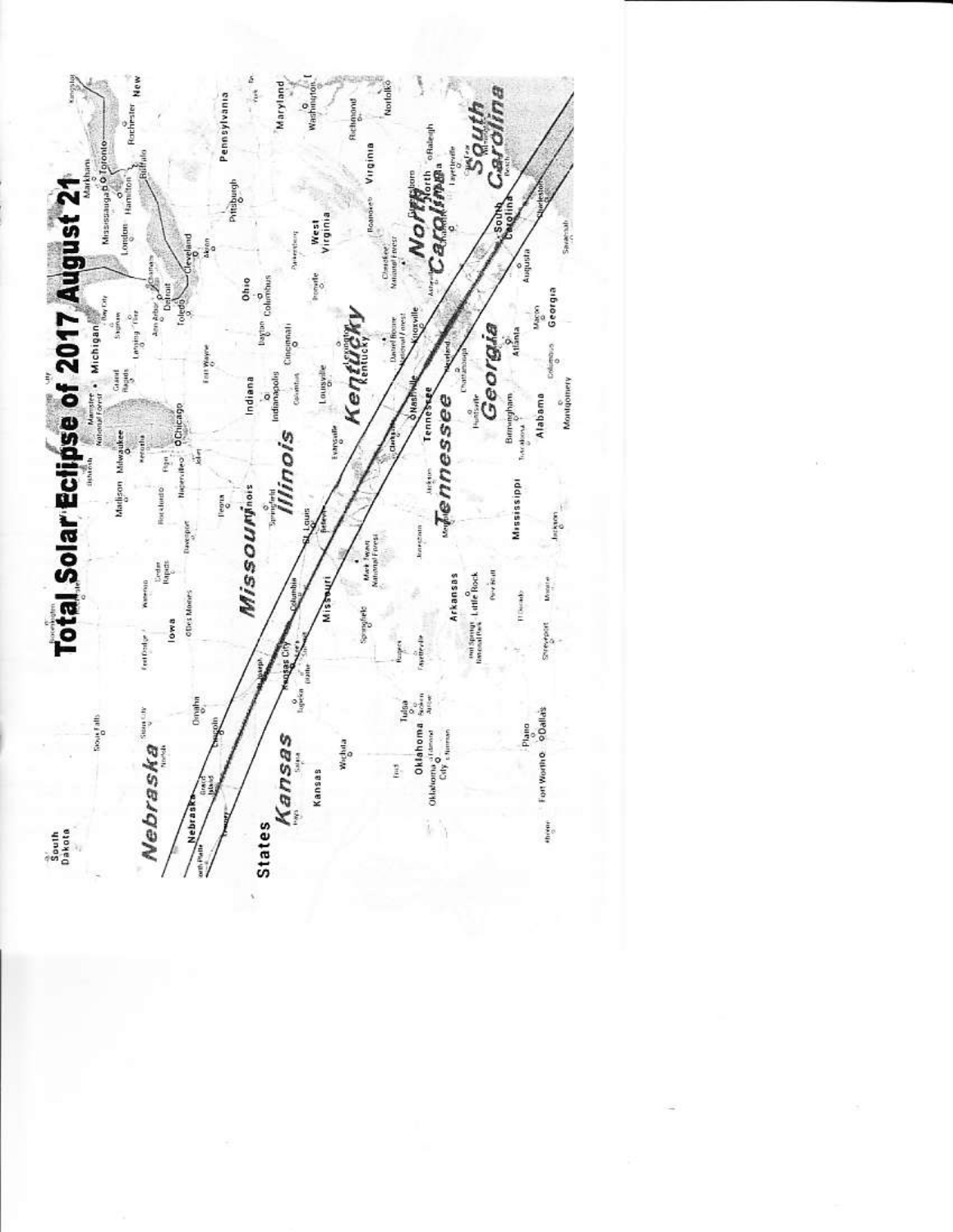# Total Solar Eclipse of 2017 August 21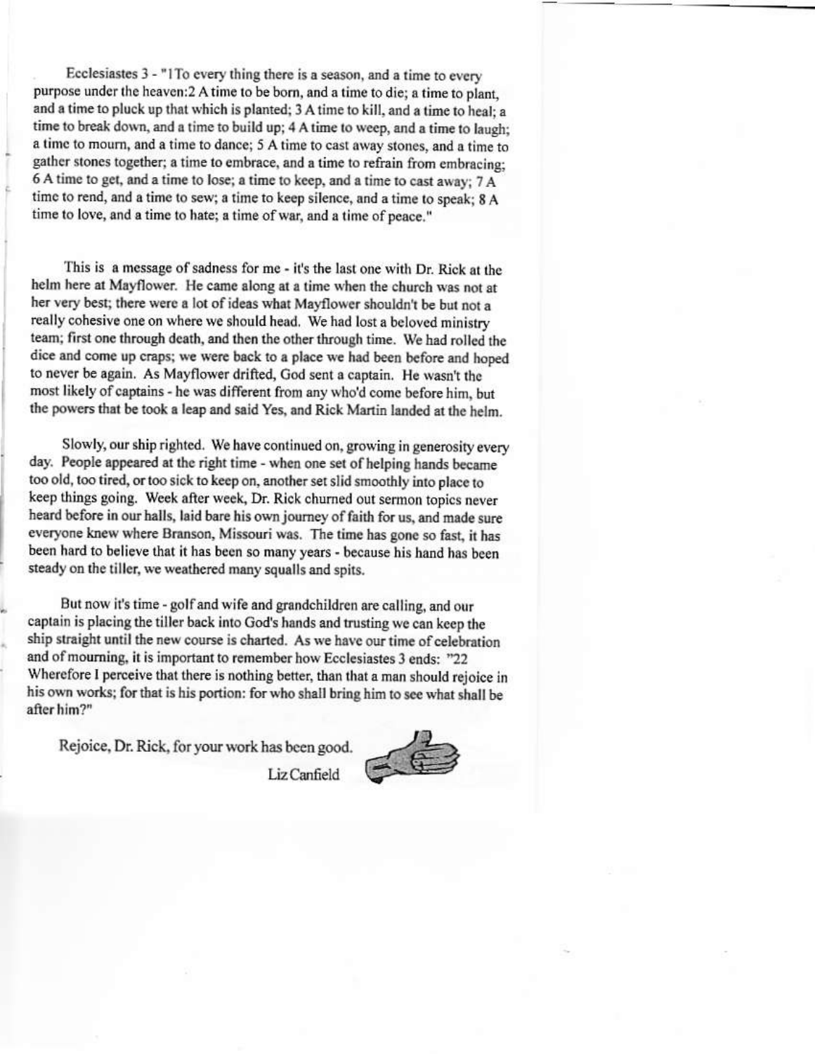Ecclesiastes 3 - "1To every thing there is a season, and a time to every purpose under the heaven:2 A time to be born, and a time to die; a time to plant, and a time to pluck up that which is planted; 3 A time to kill, and a time to heal; a time to break down, and a time to build up; 4 A time to weep, and a time to laugh; a time to mourn, and a time to dance; 5 A time to cast away stones, and a time to gather stones together; a time to embrace, and a time to refrain from embracing; 6 A time to get, and a time to lose; a time to keep, and a time to cast away; 7 A time to rend, and a time to sew; a time to keep silence, and a time to speak; 8 A time to love, and a time to hate; a time of war, and a time of peace."

This is a message of sadness for me - it's the last one with Dr. Rick at the helm here at Mayflower. He came along at a time when the church was not at her very best; there were a lot of ideas what Mayflower shouldn't be but not a really cohesive one on where we should head. We had lost a beloved ministry team; first one through death, and then the other through time. We had rolled the dice and come up craps; we were back to a place we had been before and hoped to never be again. As Mayflower drifted, God sent a captain. He wasn't the most likely of captains - he was different from any who'd come before him, but the powers that be took a leap and said Yes, and Rick Martin landed at the helm.

Slowly, our ship righted. We have continued on, growing in generosity every day. People appeared at the right time - when one set of helping hands became too old, too tired, or too sick to keep on, another set slid smoothly into place to keep things going. Week after week, Dr. Rick churned out sermon topics never heard before in our halls, laid bare his own journey of faith for us, and made sure everyone knew where Branson, Missouri was. The time has gone so fast, it has been hard to believe that it has been so many years - because his hand has been steady on the tiller, we weathered many squalls and spits.

But now it's time - golf and wife and grandchildren are calling, and our captain is placing the tiller back into God's hands and trusting we can keep the ship straight until the new course is charted. As we have our time of celebration and of mourning, it is important to remember how Ecclesiastes 3 ends: "22 Wherefore I perceive that there is nothing better, than that a man should rejoice in his own works; for that is his portion: for who shall bring him to see what shall be after him?"

Rejoice, Dr. Rick, for your work has been good.

Liz Canfield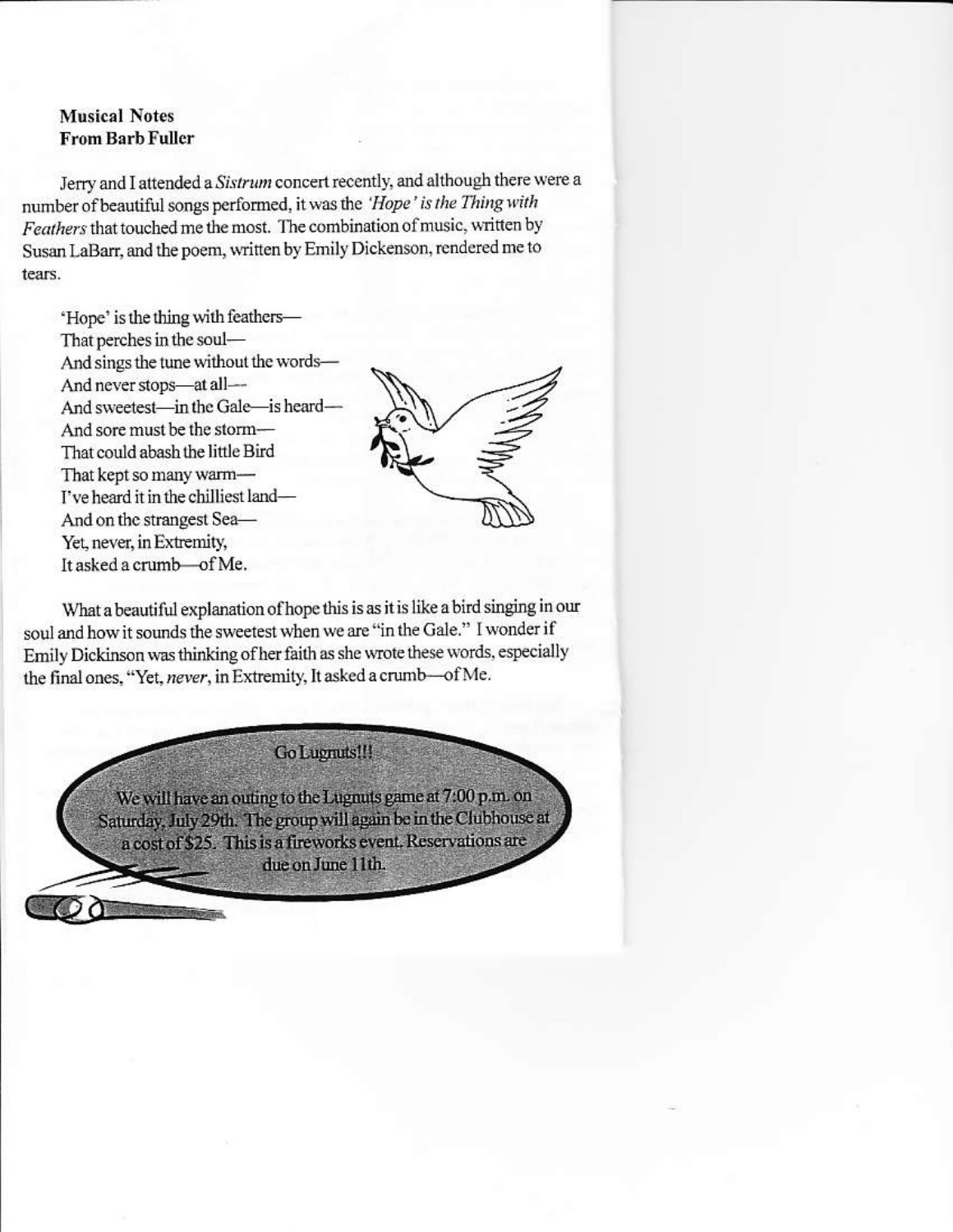**Musical Notes**
**From Barb Fuller**

Jerry and I attended a *Sistrum* concert recently, and although there were a number of beautiful songs performed, it was the *'Hope' is the Thing with Feathers* that touched me the most. The combination of music, written by Susan LaBarr, and the poem, written by Emily Dickenson, rendered me to tears.

'Hope' is the thing with feathers—
That perches in the soul—
And sings the tune without the words—
And never stops—at all—
And sweetest—in the Gale—is heard—
And sore must be the storm—
That could abash the little Bird
That kept so many warm—
I've heard it in the chilliest land—
And on the strangest Sea—
Yet, never, in Extremity,
It asked a crumb—of Me.

What a beautiful explanation of hope this is as it is like a bird singing in our soul and how it sounds the sweetest when we are "in the Gale." I wonder if Emily Dickinson was thinking of her faith as she wrote these words, especially the final ones, "Yet, *never*, in Extremity, It asked a crumb—of Me.

Go Lugnuts!!!

We will have an outing to the Lugnuts game at 7:00 p.m. on Saturday, July 29th. The group will again be in the Clubhouse at a cost of $25. This is a fireworks event. Reservations are due on June 11th.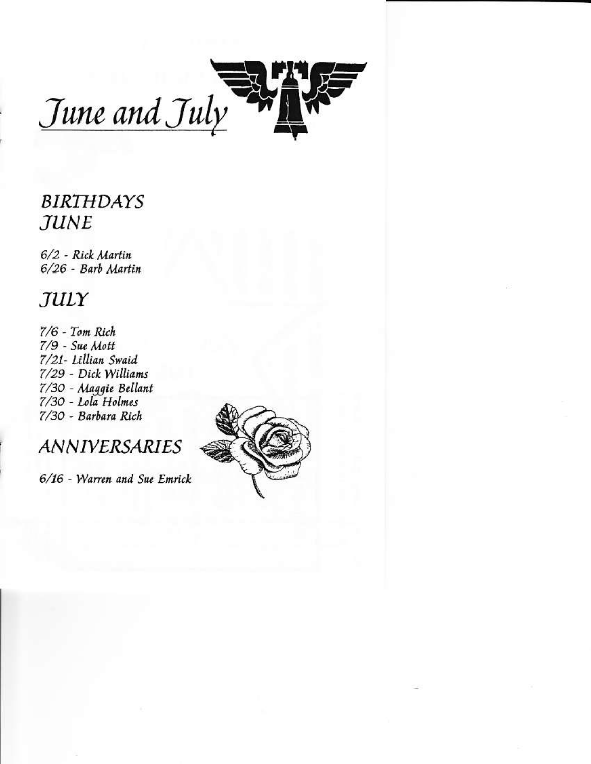# *June and July*

## *BIRTHDAYS*
## *JUNE*

*6/2 - Rick Martin*
*6/26 - Barb Martin*

## *JULY*

*7/6 - Tom Rich*
*7/9 - Sue Mott*
*7/21- Lillian Swaid*
*7/29 - Dick Williams*
*7/30 - Maggie Bellant*
*7/30 - Lola Holmes*
*7/30 - Barbara Rich*

## *ANNIVERSARIES*

*6/16 - Warren and Sue Emrick*